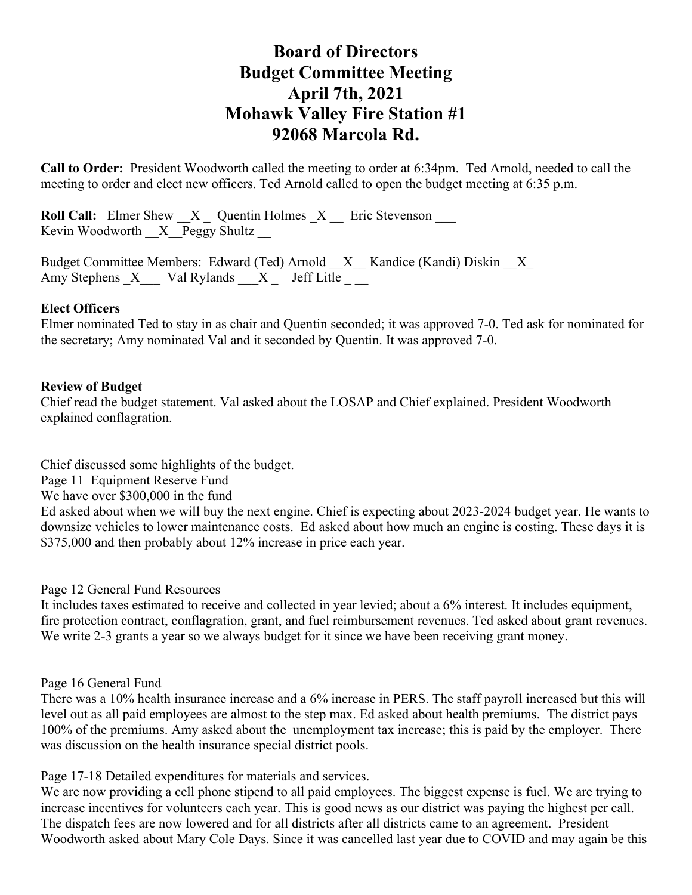# Board of Directors
# Budget Committee Meeting
# April 7th, 2021
# Mohawk Valley Fire Station #1
# 92068 Marcola Rd.

**Call to Order:** President Woodworth called the meeting to order at 6:34pm. Ted Arnold, needed to call the meeting to order and elect new officers. Ted Arnold called to open the budget meeting at 6:35 p.m.

**Roll Call:** Elmer Shew __X _ Quentin Holmes _X __ Eric Stevenson ___
Kevin Woodworth __X__Peggy Shultz __

Budget Committee Members: Edward (Ted) Arnold __X__ Kandice (Kandi) Diskin __X_
Amy Stephens _X___ Val Rylands ___X _ Jeff Litle _ __

**Elect Officers**

Elmer nominated Ted to stay in as chair and Quentin seconded; it was approved 7-0. Ted ask for nominated for the secretary; Amy nominated Val and it seconded by Quentin. It was approved 7-0.

**Review of Budget**

Chief read the budget statement. Val asked about the LOSAP and Chief explained. President Woodworth explained conflagration.

Chief discussed some highlights of the budget.

Page 11 Equipment Reserve Fund

We have over $300,000 in the fund

Ed asked about when we will buy the next engine. Chief is expecting about 2023-2024 budget year. He wants to downsize vehicles to lower maintenance costs. Ed asked about how much an engine is costing. These days it is $375,000 and then probably about 12% increase in price each year.

Page 12 General Fund Resources

It includes taxes estimated to receive and collected in year levied; about a 6% interest. It includes equipment, fire protection contract, conflagration, grant, and fuel reimbursement revenues. Ted asked about grant revenues. We write 2-3 grants a year so we always budget for it since we have been receiving grant money.

Page 16 General Fund

There was a 10% health insurance increase and a 6% increase in PERS. The staff payroll increased but this will level out as all paid employees are almost to the step max. Ed asked about health premiums. The district pays 100% of the premiums. Amy asked about the unemployment tax increase; this is paid by the employer. There was discussion on the health insurance special district pools.

Page 17-18 Detailed expenditures for materials and services.

We are now providing a cell phone stipend to all paid employees. The biggest expense is fuel. We are trying to increase incentives for volunteers each year. This is good news as our district was paying the highest per call. The dispatch fees are now lowered and for all districts after all districts came to an agreement. President Woodworth asked about Mary Cole Days. Since it was cancelled last year due to COVID and may again be this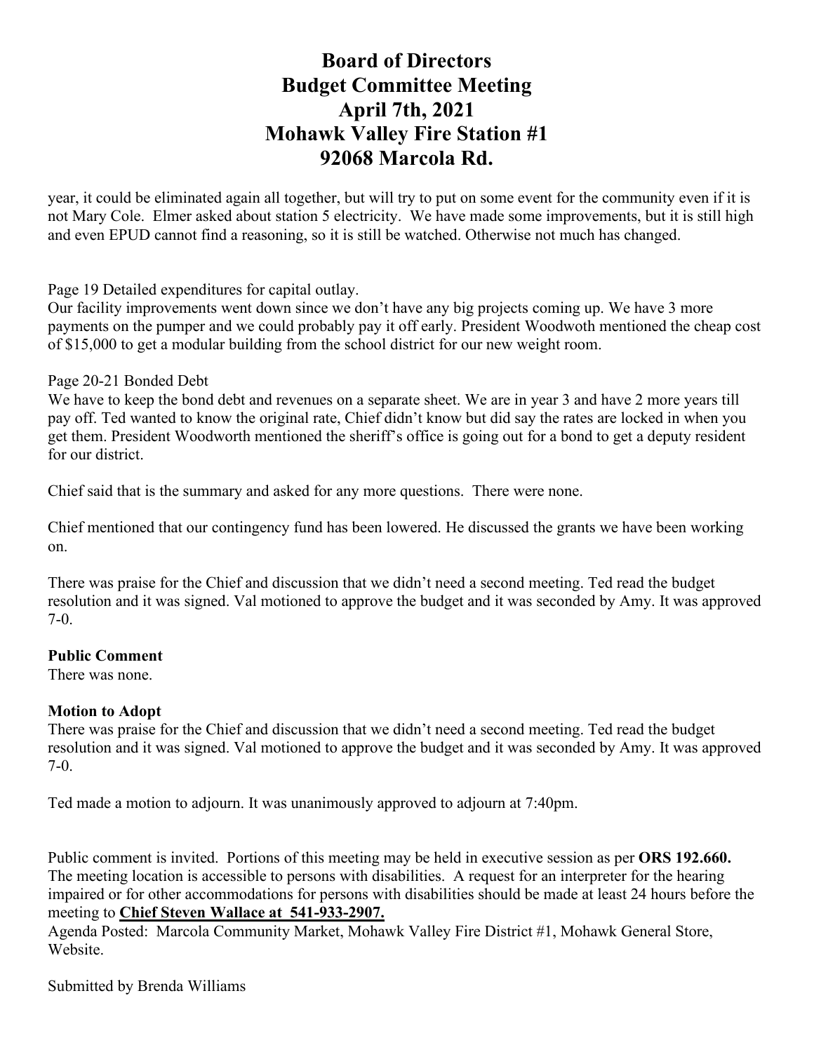# Board of Directors
# Budget Committee Meeting
# April 7th, 2021
# Mohawk Valley Fire Station #1
# 92068 Marcola Rd.

year, it could be eliminated again all together, but will try to put on some event for the community even if it is not Mary Cole. Elmer asked about station 5 electricity. We have made some improvements, but it is still high and even EPUD cannot find a reasoning, so it is still be watched. Otherwise not much has changed.

Page 19 Detailed expenditures for capital outlay.
Our facility improvements went down since we don't have any big projects coming up. We have 3 more payments on the pumper and we could probably pay it off early. President Woodwoth mentioned the cheap cost of $15,000 to get a modular building from the school district for our new weight room.

Page 20-21 Bonded Debt
We have to keep the bond debt and revenues on a separate sheet. We are in year 3 and have 2 more years till pay off. Ted wanted to know the original rate, Chief didn't know but did say the rates are locked in when you get them. President Woodworth mentioned the sheriff's office is going out for a bond to get a deputy resident for our district.

Chief said that is the summary and asked for any more questions. There were none.

Chief mentioned that our contingency fund has been lowered. He discussed the grants we have been working on.

There was praise for the Chief and discussion that we didn't need a second meeting. Ted read the budget resolution and it was signed. Val motioned to approve the budget and it was seconded by Amy. It was approved 7-0.

**Public Comment**
There was none.

**Motion to Adopt**
There was praise for the Chief and discussion that we didn't need a second meeting. Ted read the budget resolution and it was signed. Val motioned to approve the budget and it was seconded by Amy. It was approved 7-0.

Ted made a motion to adjourn. It was unanimously approved to adjourn at 7:40pm.

Public comment is invited. Portions of this meeting may be held in executive session as per **ORS 192.660.** The meeting location is accessible to persons with disabilities. A request for an interpreter for the hearing impaired or for other accommodations for persons with disabilities should be made at least 24 hours before the meeting to **Chief Steven Wallace at 541-933-2907.**
Agenda Posted: Marcola Community Market, Mohawk Valley Fire District #1, Mohawk General Store, Website.

Submitted by Brenda Williams